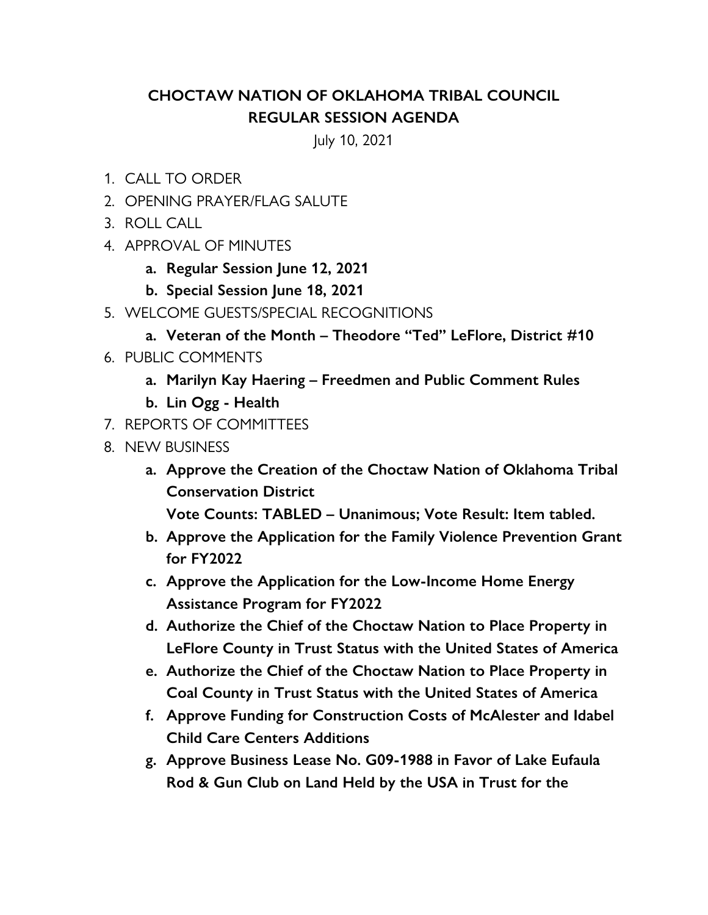# CHOCTAW NATION OF OKLAHOMA TRIBAL COUNCIL
## REGULAR SESSION AGENDA

July 10, 2021

1. CALL TO ORDER
2. OPENING PRAYER/FLAG SALUTE
3. ROLL CALL
4. APPROVAL OF MINUTES
    a. **Regular Session June 12, 2021**
    b. **Special Session June 18, 2021**
5. WELCOME GUESTS/SPECIAL RECOGNITIONS
    a. **Veteran of the Month – Theodore "Ted" LeFlore, District #10**
6. PUBLIC COMMENTS
    a. **Marilyn Kay Haering – Freedmen and Public Comment Rules**
    b. **Lin Ogg - Health**
7. REPORTS OF COMMITTEES
8. NEW BUSINESS
    a. **Approve the Creation of the Choctaw Nation of Oklahoma Tribal Conservation District**
    **Vote Counts: TABLED – Unanimous; Vote Result: Item tabled.**
    b. **Approve the Application for the Family Violence Prevention Grant for FY2022**
    c. **Approve the Application for the Low-Income Home Energy Assistance Program for FY2022**
    d. **Authorize the Chief of the Choctaw Nation to Place Property in LeFlore County in Trust Status with the United States of America**
    e. **Authorize the Chief of the Choctaw Nation to Place Property in Coal County in Trust Status with the United States of America**
    f. **Approve Funding for Construction Costs of McAlester and Idabel Child Care Centers Additions**
    g. **Approve Business Lease No. G09-1988 in Favor of Lake Eufaula Rod & Gun Club on Land Held by the USA in Trust for the**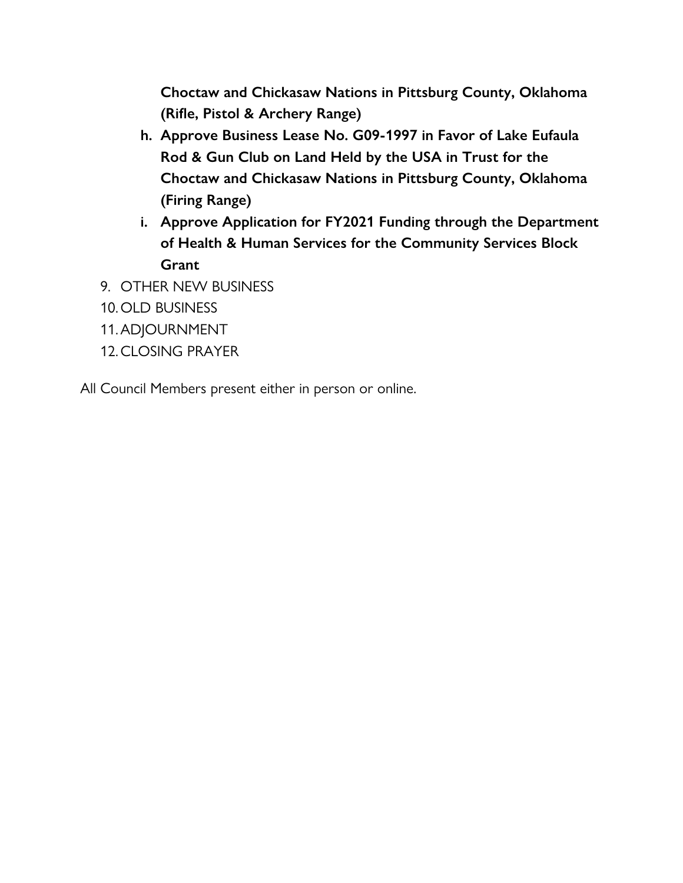**Choctaw and Chickasaw Nations in Pittsburg County, Oklahoma (Rifle, Pistol & Archery Range)**

h. **Approve Business Lease No. G09-1997 in Favor of Lake Eufaula Rod & Gun Club on Land Held by the USA in Trust for the Choctaw and Chickasaw Nations in Pittsburg County, Oklahoma (Firing Range)**
i. **Approve Application for FY2021 Funding through the Department of Health & Human Services for the Community Services Block Grant**

9. OTHER NEW BUSINESS
10. OLD BUSINESS
11. ADJOURNMENT
12. CLOSING PRAYER

All Council Members present either in person or online.